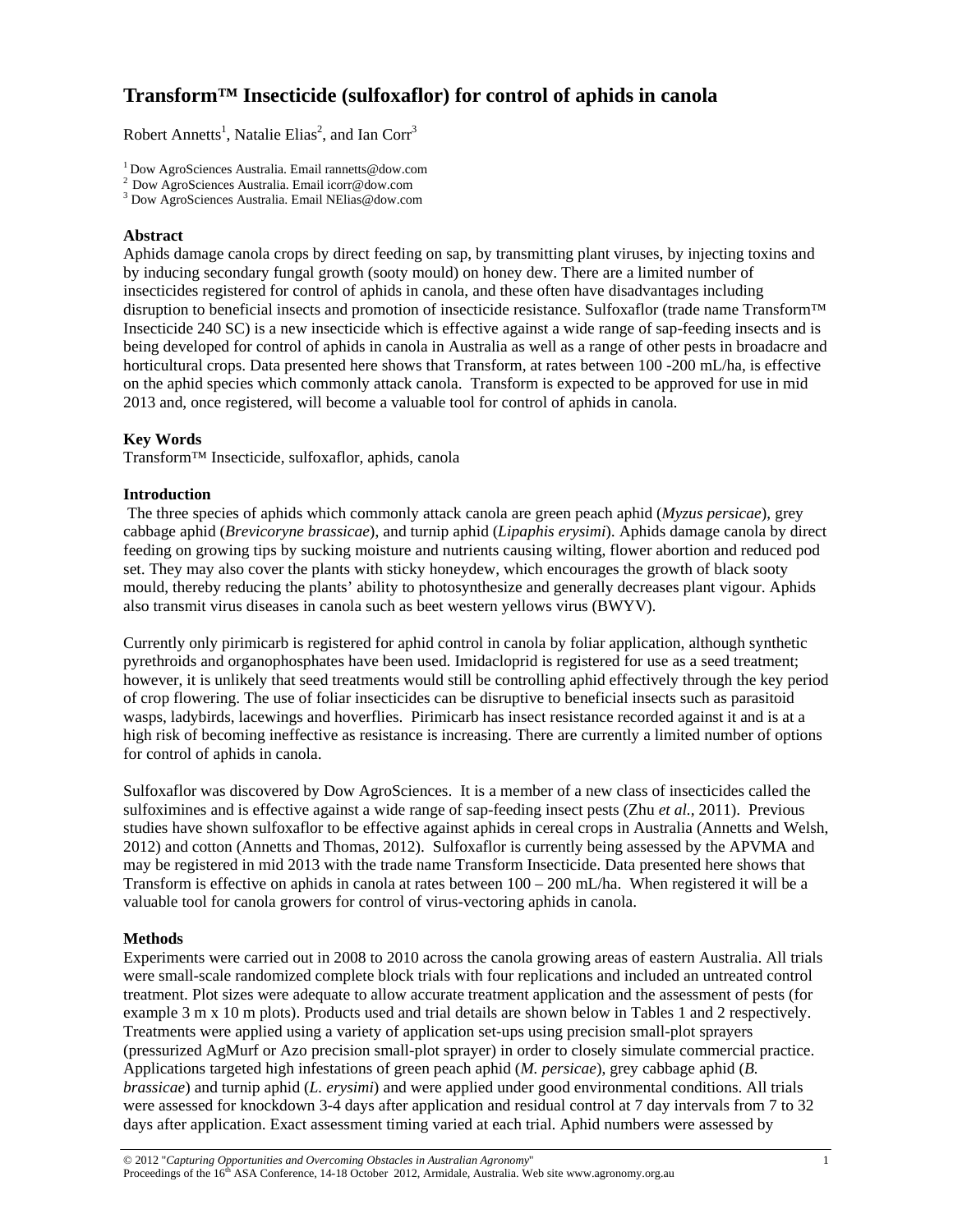# Transform™ Insecticide (sulfoxaflor) for control of aphids in canola

Robert Annetts[1], Natalie Elias[2], and Ian Corr[3]

[1] Dow AgroSciences Australia. Email rannetts@dow.com
[2] Dow AgroSciences Australia. Email icorr@dow.com
[3] Dow AgroSciences Australia. Email NElias@dow.com

### Abstract

Aphids damage canola crops by direct feeding on sap, by transmitting plant viruses, by injecting toxins and by inducing secondary fungal growth (sooty mould) on honey dew. There are a limited number of insecticides registered for control of aphids in canola, and these often have disadvantages including disruption to beneficial insects and promotion of insecticide resistance. Sulfoxaflor (trade name Transform™ Insecticide 240 SC) is a new insecticide which is effective against a wide range of sap-feeding insects and is being developed for control of aphids in canola in Australia as well as a range of other pests in broadacre and horticultural crops. Data presented here shows that Transform, at rates between 100 -200 mL/ha, is effective on the aphid species which commonly attack canola. Transform is expected to be approved for use in mid 2013 and, once registered, will become a valuable tool for control of aphids in canola.

### Key Words

Transform™ Insecticide, sulfoxaflor, aphids, canola

### Introduction

The three species of aphids which commonly attack canola are green peach aphid (*Myzus persicae*), grey cabbage aphid (*Brevicoryne brassicae*), and turnip aphid (*Lipaphis erysimi*). Aphids damage canola by direct feeding on growing tips by sucking moisture and nutrients causing wilting, flower abortion and reduced pod set. They may also cover the plants with sticky honeydew, which encourages the growth of black sooty mould, thereby reducing the plants' ability to photosynthesize and generally decreases plant vigour. Aphids also transmit virus diseases in canola such as beet western yellows virus (BWYV).

Currently only pirimicarb is registered for aphid control in canola by foliar application, although synthetic pyrethroids and organophosphates have been used. Imidacloprid is registered for use as a seed treatment; however, it is unlikely that seed treatments would still be controlling aphid effectively through the key period of crop flowering. The use of foliar insecticides can be disruptive to beneficial insects such as parasitoid wasps, ladybirds, lacewings and hoverflies. Pirimicarb has insect resistance recorded against it and is at a high risk of becoming ineffective as resistance is increasing. There are currently a limited number of options for control of aphids in canola.

Sulfoxaflor was discovered by Dow AgroSciences. It is a member of a new class of insecticides called the sulfoximines and is effective against a wide range of sap-feeding insect pests (Zhu *et al.*, 2011). Previous studies have shown sulfoxaflor to be effective against aphids in cereal crops in Australia (Annetts and Welsh, 2012) and cotton (Annetts and Thomas, 2012). Sulfoxaflor is currently being assessed by the APVMA and may be registered in mid 2013 with the trade name Transform Insecticide. Data presented here shows that Transform is effective on aphids in canola at rates between 100 – 200 mL/ha. When registered it will be a valuable tool for canola growers for control of virus-vectoring aphids in canola.

### Methods

Experiments were carried out in 2008 to 2010 across the canola growing areas of eastern Australia. All trials were small-scale randomized complete block trials with four replications and included an untreated control treatment. Plot sizes were adequate to allow accurate treatment application and the assessment of pests (for example 3 m x 10 m plots). Products used and trial details are shown below in Tables 1 and 2 respectively. Treatments were applied using a variety of application set-ups using precision small-plot sprayers (pressurized AgMurf or Azo precision small-plot sprayer) in order to closely simulate commercial practice. Applications targeted high infestations of green peach aphid (*M. persicae*), grey cabbage aphid (*B. brassicae*) and turnip aphid (*L. erysimi*) and were applied under good environmental conditions. All trials were assessed for knockdown 3-4 days after application and residual control at 7 day intervals from 7 to 32 days after application. Exact assessment timing varied at each trial. Aphid numbers were assessed by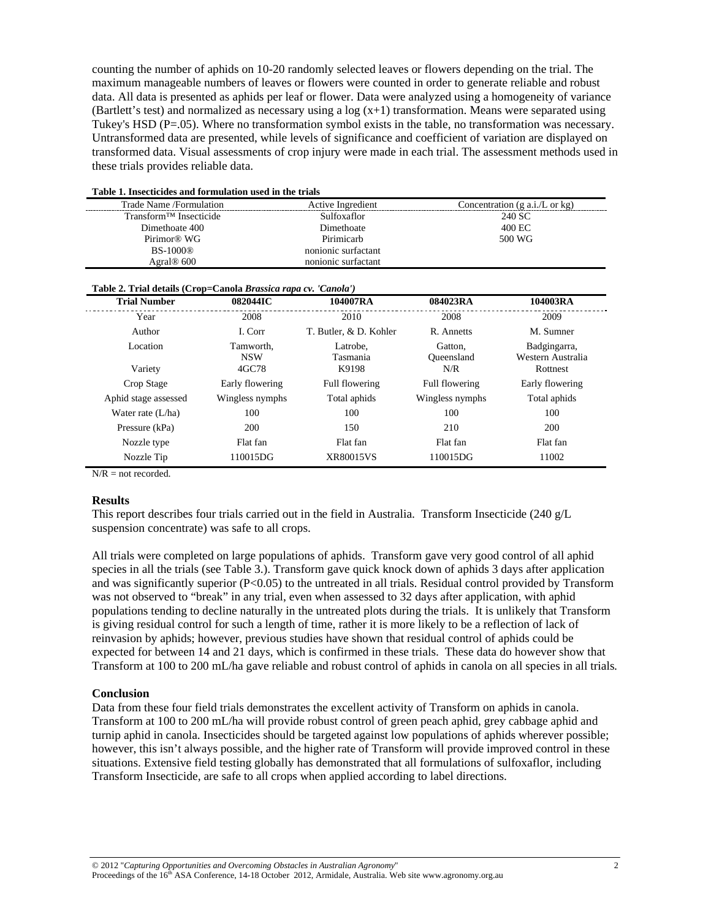counting the number of aphids on 10-20 randomly selected leaves or flowers depending on the trial. The maximum manageable numbers of leaves or flowers were counted in order to generate reliable and robust data. All data is presented as aphids per leaf or flower. Data were analyzed using a homogeneity of variance (Bartlett's test) and normalized as necessary using a log (x+1) transformation. Means were separated using Tukey's HSD (P=.05). Where no transformation symbol exists in the table, no transformation was necessary. Untransformed data are presented, while levels of significance and coefficient of variation are displayed on transformed data. Visual assessments of crop injury were made in each trial. The assessment methods used in these trials provides reliable data.

**Table 1. Insecticides and formulation used in the trials**

| Trade Name /Formulation | Active Ingredient | Concentration (g a.i./L or kg) |
|---|---|---|
| Transform™ Insecticide | Sulfoxaflor | 240 SC |
| Dimethoate 400 | Dimethoate | 400 EC |
| Pirimor® WG | Pirimicarb | 500 WG |
| BS-1000® | nonionic surfactant | |
| Agral® 600 | nonionic surfactant | |

**Table 2. Trial details (Crop=Canola *Brassica rapa cv. 'Canola')***

| Trial Number | 082044IC | 104007RA | 084023RA | 104003RA |
|---|---|---|---|---|
| Year | 2008 | 2010 | 2008 | 2009 |
| Author | I. Corr | T. Butler, & D. Kohler | R. Annetts | M. Sumner |
| Location | Tamworth, NSW | Latrobe, Tasmania | Gatton, Queensland | Badgingarra, Western Australia |
| Variety | 4GC78 | K9198 | N/R | Rottnest |
| Crop Stage | Early flowering | Full flowering | Full flowering | Early flowering |
| Aphid stage assessed | Wingless nymphs | Total aphids | Wingless nymphs | Total aphids |
| Water rate (L/ha) | 100 | 100 | 100 | 100 |
| Pressure (kPa) | 200 | 150 | 210 | 200 |
| Nozzle type | Flat fan | Flat fan | Flat fan | Flat fan |
| Nozzle Tip | 110015DG | XR80015VS | 110015DG | 11002 |

N/R = not recorded.

## Results

This report describes four trials carried out in the field in Australia. Transform Insecticide (240 g/L suspension concentrate) was safe to all crops.

All trials were completed on large populations of aphids. Transform gave very good control of all aphid species in all the trials (see Table 3.). Transform gave quick knock down of aphids 3 days after application and was significantly superior ($P<0.05$) to the untreated in all trials. Residual control provided by Transform was not observed to "break" in any trial, even when assessed to 32 days after application, with aphid populations tending to decline naturally in the untreated plots during the trials. It is unlikely that Transform is giving residual control for such a length of time, rather it is more likely to be a reflection of lack of reinvasion by aphids; however, previous studies have shown that residual control of aphids could be expected for between 14 and 21 days, which is confirmed in these trials. These data do however show that Transform at 100 to 200 mL/ha gave reliable and robust control of aphids in canola on all species in all trials.

## Conclusion

Data from these four field trials demonstrates the excellent activity of Transform on aphids in canola. Transform at 100 to 200 mL/ha will provide robust control of green peach aphid, grey cabbage aphid and turnip aphid in canola. Insecticides should be targeted against low populations of aphids wherever possible; however, this isn't always possible, and the higher rate of Transform will provide improved control in these situations. Extensive field testing globally has demonstrated that all formulations of sulfoxaflor, including Transform Insecticide, are safe to all crops when applied according to label directions.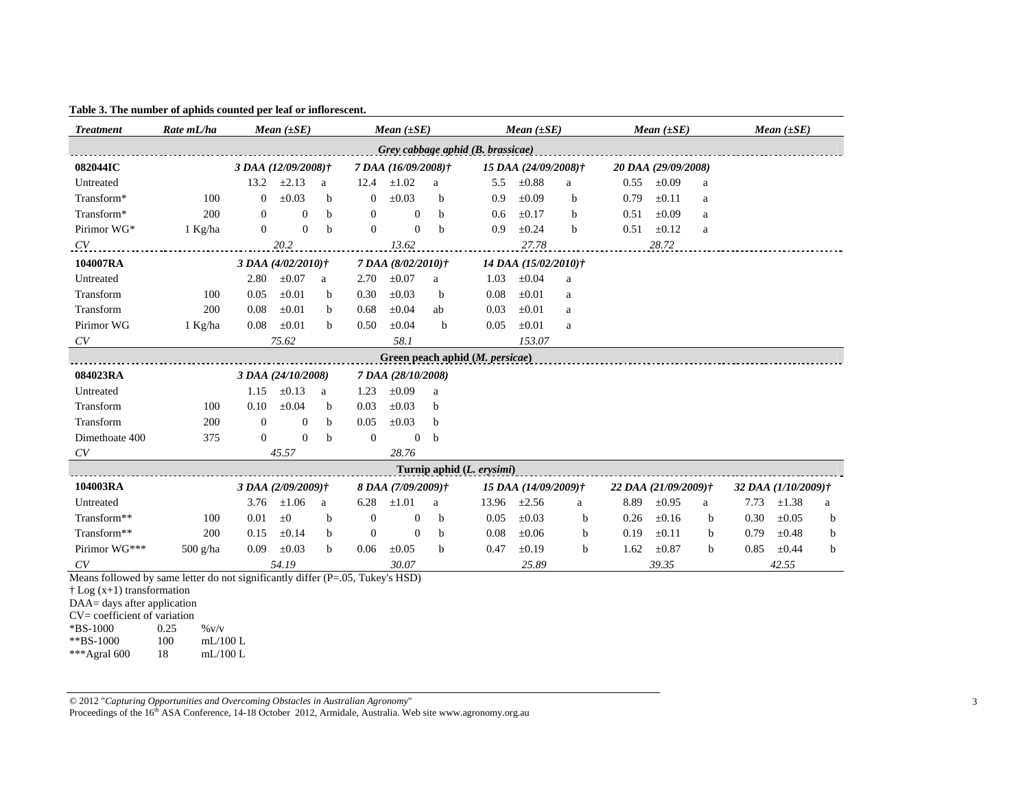**Table 3. The number of aphids counted per leaf or inflorescent.**

| *Treatment* | *Rate mL/ha* | *Mean (±SE)* | | | *Mean (±SE)* | | | *Mean (±SE)* | | | *Mean (±SE)* | | | *Mean (±SE)* | | |
|---|---|---|---|---|---|---|---|---|---|---|---|---|---|---|---|---|
| | | | | | | | | ***Grey cabbage aphid (B. brassicae)*** | | | | | | | | |
| **082044IC** | | *3 DAA (12/09/2008)†* | | | *7 DAA (16/09/2008)†* | | | *15 DAA (24/09/2008)†* | | | *20 DAA (29/09/2008)* | | | | | |
| Untreated | | 13.2 | ±2.13 | a | 12.4 | ±1.02 | a | 5.5 | ±0.88 | a | 0.55 | ±0.09 | a | | | |
| Transform* | 100 | 0 | ±0.03 | b | 0 | ±0.03 | b | 0.9 | ±0.09 | b | 0.79 | ±0.11 | a | | | |
| Transform* | 200 | 0 | 0 | b | 0 | 0 | b | 0.6 | ±0.17 | b | 0.51 | ±0.09 | a | | | |
| Pirimor WG* | 1 Kg/ha | 0 | 0 | b | 0 | 0 | b | 0.9 | ±0.24 | b | 0.51 | ±0.12 | a | | | |
| *CV* | | *20.2* | | | *13.62* | | | *27.78* | | | *28.72* | | | | | |
| **104007RA** | | *3 DAA (4/02/2010)†* | | | *7 DAA (8/02/2010)†* | | | *14 DAA (15/02/2010)†* | | | | | | | | |
| Untreated | | 2.80 | ±0.07 | a | 2.70 | ±0.07 | a | 1.03 | ±0.04 | a | | | | | | |
| Transform | 100 | 0.05 | ±0.01 | b | 0.30 | ±0.03 | b | 0.08 | ±0.01 | a | | | | | | |
| Transform | 200 | 0.08 | ±0.01 | b | 0.68 | ±0.04 | ab | 0.03 | ±0.01 | a | | | | | | |
| Pirimor WG | 1 Kg/ha | 0.08 | ±0.01 | b | 0.50 | ±0.04 | b | 0.05 | ±0.01 | a | | | | | | |
| *CV* | | *75.62* | | | *58.1* | | | *153.07* | | | | | | | | |
| | | | | | | | | **Green peach aphid (*M. persicae*)** | | | | | | | | |
| **084023RA** | | *3 DAA (24/10/2008)* | | | *7 DAA (28/10/2008)* | | | | | | | | | | | |
| Untreated | | 1.15 | ±0.13 | a | 1.23 | ±0.09 | a | | | | | | | | | |
| Transform | 100 | 0.10 | ±0.04 | b | 0.03 | ±0.03 | b | | | | | | | | | |
| Transform | 200 | 0 | 0 | b | 0.05 | ±0.03 | b | | | | | | | | | |
| Dimethoate 400 | 375 | 0 | 0 | b | 0 | 0 | b | | | | | | | | | |
| *CV* | | *45.57* | | | *28.76* | | | | | | | | | | | |
| | | | | | | | | **Turnip aphid (*L. erysimi*)** | | | | | | | | |
| **104003RA** | | *3 DAA (2/09/2009)†* | | | *8 DAA (7/09/2009)†* | | | *15 DAA (14/09/2009)†* | | | *22 DAA (21/09/2009)†* | | | *32 DAA (1/10/2009)†* | | |
| Untreated | | 3.76 | ±1.06 | a | 6.28 | ±1.01 | a | 13.96 | ±2.56 | a | 8.89 | ±0.95 | a | 7.73 | ±1.38 | a |
| Transform** | 100 | 0.01 | ±0 | b | 0 | 0 | b | 0.05 | ±0.03 | b | 0.26 | ±0.16 | b | 0.30 | ±0.05 | b |
| Transform** | 200 | 0.15 | ±0.14 | b | 0 | 0 | b | 0.08 | ±0.06 | b | 0.19 | ±0.11 | b | 0.79 | ±0.48 | b |
| Pirimor WG*** | 500 g/ha | 0.09 | ±0.03 | b | 0.06 | ±0.05 | b | 0.47 | ±0.19 | b | 1.62 | ±0.87 | b | 0.85 | ±0.44 | b |
| *CV* | | *54.19* | | | *30.07* | | | *25.89* | | | *39.35* | | | *42.55* | | |

Means followed by same letter do not significantly differ (P=.05, Tukey's HSD)
† Log (x+1) transformation
DAA= days after application
CV= coefficient of variation
*BS-1000 0.25 %v/v
**BS-1000 100 mL/100 L
***Agral 600 18 mL/100 L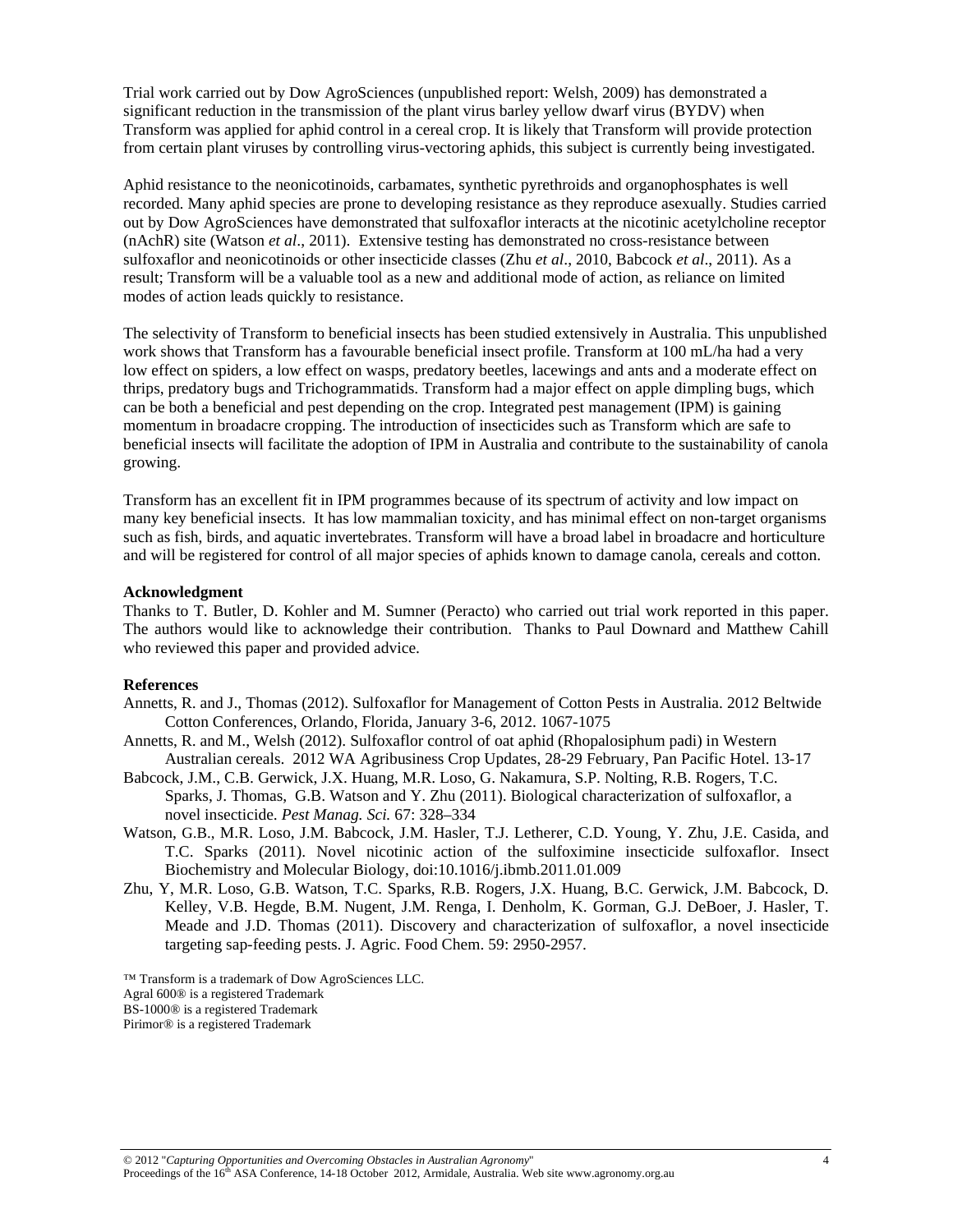Trial work carried out by Dow AgroSciences (unpublished report: Welsh, 2009) has demonstrated a significant reduction in the transmission of the plant virus barley yellow dwarf virus (BYDV) when Transform was applied for aphid control in a cereal crop. It is likely that Transform will provide protection from certain plant viruses by controlling virus-vectoring aphids, this subject is currently being investigated.

Aphid resistance to the neonicotinoids, carbamates, synthetic pyrethroids and organophosphates is well recorded. Many aphid species are prone to developing resistance as they reproduce asexually. Studies carried out by Dow AgroSciences have demonstrated that sulfoxaflor interacts at the nicotinic acetylcholine receptor (nAchR) site (Watson *et al*., 2011). Extensive testing has demonstrated no cross-resistance between sulfoxaflor and neonicotinoids or other insecticide classes (Zhu *et al*., 2010, Babcock *et al*., 2011). As a result; Transform will be a valuable tool as a new and additional mode of action, as reliance on limited modes of action leads quickly to resistance.

The selectivity of Transform to beneficial insects has been studied extensively in Australia. This unpublished work shows that Transform has a favourable beneficial insect profile. Transform at 100 mL/ha had a very low effect on spiders, a low effect on wasps, predatory beetles, lacewings and ants and a moderate effect on thrips, predatory bugs and Trichogrammatids. Transform had a major effect on apple dimpling bugs, which can be both a beneficial and pest depending on the crop. Integrated pest management (IPM) is gaining momentum in broadacre cropping. The introduction of insecticides such as Transform which are safe to beneficial insects will facilitate the adoption of IPM in Australia and contribute to the sustainability of canola growing.

Transform has an excellent fit in IPM programmes because of its spectrum of activity and low impact on many key beneficial insects. It has low mammalian toxicity, and has minimal effect on non-target organisms such as fish, birds, and aquatic invertebrates. Transform will have a broad label in broadacre and horticulture and will be registered for control of all major species of aphids known to damage canola, cereals and cotton.

**Acknowledgment**

Thanks to T. Butler, D. Kohler and M. Sumner (Peracto) who carried out trial work reported in this paper. The authors would like to acknowledge their contribution. Thanks to Paul Downard and Matthew Cahill who reviewed this paper and provided advice.

**References**

Annetts, R. and J., Thomas (2012). Sulfoxaflor for Management of Cotton Pests in Australia. 2012 Beltwide Cotton Conferences, Orlando, Florida, January 3-6, 2012. 1067-1075

Annetts, R. and M., Welsh (2012). Sulfoxaflor control of oat aphid (Rhopalosiphum padi) in Western Australian cereals. 2012 WA Agribusiness Crop Updates, 28-29 February, Pan Pacific Hotel. 13-17

Babcock, J.M., C.B. Gerwick, J.X. Huang, M.R. Loso, G. Nakamura, S.P. Nolting, R.B. Rogers, T.C. Sparks, J. Thomas, G.B. Watson and Y. Zhu (2011). Biological characterization of sulfoxaflor, a novel insecticide. *Pest Manag. Sci.* 67: 328–334

Watson, G.B., M.R. Loso, J.M. Babcock, J.M. Hasler, T.J. Letherer, C.D. Young, Y. Zhu, J.E. Casida, and T.C. Sparks (2011). Novel nicotinic action of the sulfoximine insecticide sulfoxaflor. Insect Biochemistry and Molecular Biology, doi:10.1016/j.ibmb.2011.01.009

Zhu, Y, M.R. Loso, G.B. Watson, T.C. Sparks, R.B. Rogers, J.X. Huang, B.C. Gerwick, J.M. Babcock, D. Kelley, V.B. Hegde, B.M. Nugent, J.M. Renga, I. Denholm, K. Gorman, G.J. DeBoer, J. Hasler, T. Meade and J.D. Thomas (2011). Discovery and characterization of sulfoxaflor, a novel insecticide targeting sap-feeding pests. J. Agric. Food Chem. 59: 2950-2957.

™ Transform is a trademark of Dow AgroSciences LLC.
Agral 600® is a registered Trademark
BS-1000® is a registered Trademark
Pirimor® is a registered Trademark